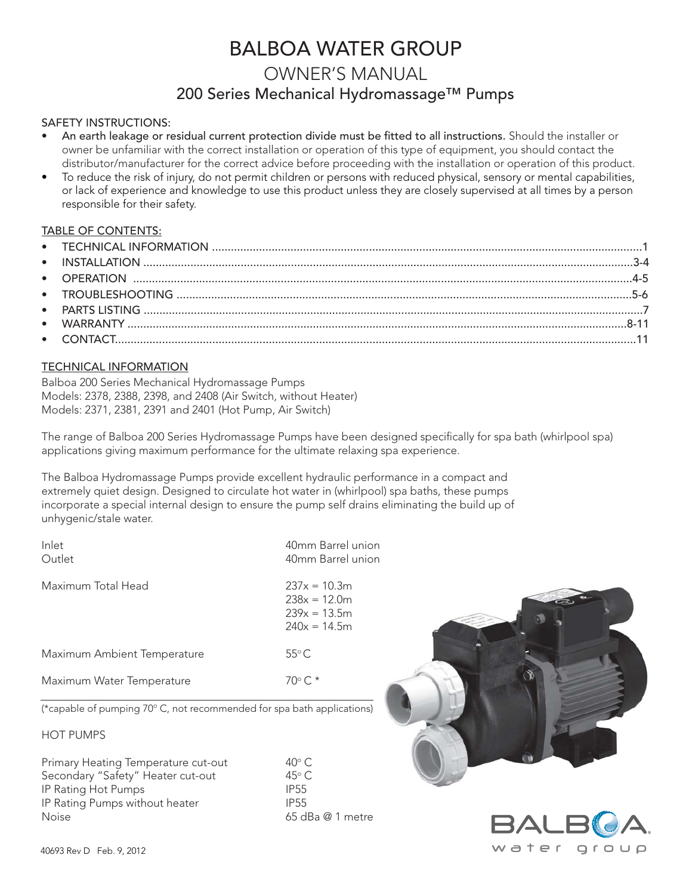# BALBOA WATER GROUP

## OWNER'S MANUAL

### 200 Series Mechanical Hydromassage™ Pumps

SAFETY INSTRUCTIONS:

- **An earth leakage or residual current protection divide must be fitted to all instructions.** Should the installer or owner be unfamiliar with the correct installation or operation of this type of equipment, you should contact the distributor/manufacturer for the correct advice before proceeding with the installation or operation of this product.
- To reduce the risk of injury, do not permit children or persons with reduced physical, sensory or mental capabilities, or lack of experience and knowledge to use this product unless they are closely supervised at all times by a person responsible for their safety.

TABLE OF CONTENTS:

- TECHNICAL INFORMATION ........................................ 1
- INSTALLATION ........................................ 3-4
- OPERATION ........................................ 4-5
- TROUBLESHOOTING ........................................ 5-6
- PARTS LISTING ........................................ 7
- WARRANTY ........................................ 8-11
- CONTACT ........................................ 11

TECHNICAL INFORMATION

Balboa 200 Series Mechanical Hydromassage Pumps
Models: 2378, 2388, 2398, and 2408 (Air Switch, without Heater)
Models: 2371, 2381, 2391 and 2401 (Hot Pump, Air Switch)

The range of Balboa 200 Series Hydromassage Pumps have been designed specifically for spa bath (whirlpool spa) applications giving maximum performance for the ultimate relaxing spa experience.

The Balboa Hydromassage Pumps provide excellent hydraulic performance in a compact and extremely quiet design. Designed to circulate hot water in (whirlpool) spa baths, these pumps incorporate a special internal design to ensure the pump self drains eliminating the build up of unhygenic/stale water.

| | |
|---|---|
| Inlet | 40mm Barrel union |
| Outlet | 40mm Barrel union |
| Maximum Total Head | 237x = 10.3m<br>238x = 12.0m<br>239x = 13.5m<br>240x = 14.5m |
| Maximum Ambient Temperature | 55° C |
| Maximum Water Temperature | 70° C * |

(*capable of pumping 70° C, not recommended for spa bath applications)

HOT PUMPS

| | |
|---|---|
| Primary Heating Temperature cut-out | 40° C |
| Secondary "Safety" Heater cut-out | 45° C |
| IP Rating Hot Pumps | IP55 |
| IP Rating Pumps without heater | IP55 |
| Noise | 65 dBa @ 1 metre |

40693 Rev D Feb. 9, 2012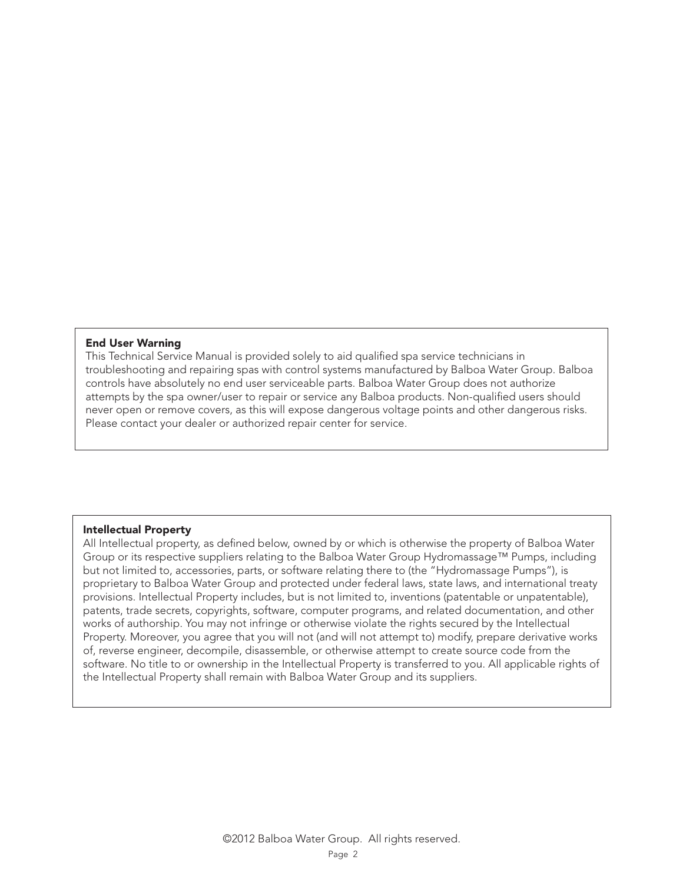**End User Warning**

This Technical Service Manual is provided solely to aid qualified spa service technicians in troubleshooting and repairing spas with control systems manufactured by Balboa Water Group. Balboa controls have absolutely no end user serviceable parts. Balboa Water Group does not authorize attempts by the spa owner/user to repair or service any Balboa products. Non-qualified users should never open or remove covers, as this will expose dangerous voltage points and other dangerous risks. Please contact your dealer or authorized repair center for service.

**Intellectual Property**

All Intellectual property, as defined below, owned by or which is otherwise the property of Balboa Water Group or its respective suppliers relating to the Balboa Water Group Hydromassage™ Pumps, including but not limited to, accessories, parts, or software relating there to (the “Hydromassage Pumps”), is proprietary to Balboa Water Group and protected under federal laws, state laws, and international treaty provisions. Intellectual Property includes, but is not limited to, inventions (patentable or unpatentable), patents, trade secrets, copyrights, software, computer programs, and related documentation, and other works of authorship. You may not infringe or otherwise violate the rights secured by the Intellectual Property. Moreover, you agree that you will not (and will not attempt to) modify, prepare derivative works of, reverse engineer, decompile, disassemble, or otherwise attempt to create source code from the software. No title to or ownership in the Intellectual Property is transferred to you. All applicable rights of the Intellectual Property shall remain with Balboa Water Group and its suppliers.

©2012 Balboa Water Group. All rights reserved.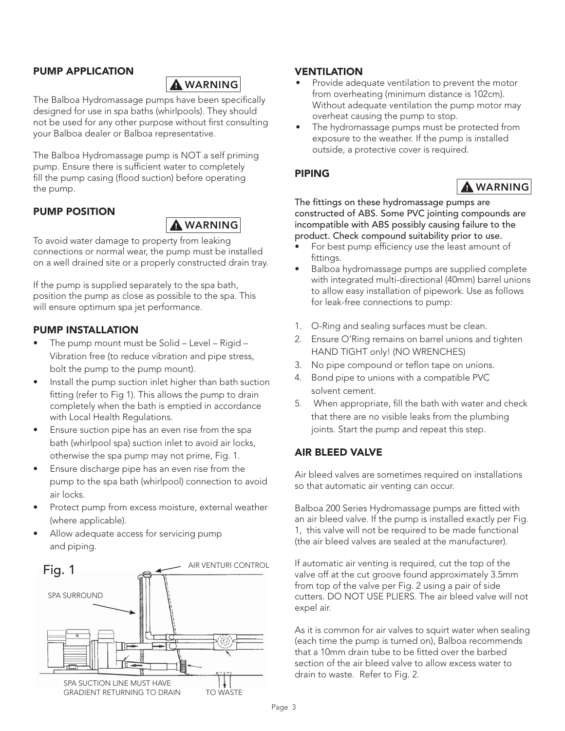## PUMP APPLICATION

**⚠ WARNING**

The Balboa Hydromassage pumps have been specifically designed for use in spa baths (whirlpools). They should not be used for any other purpose without first consulting your Balboa dealer or Balboa representative.

The Balboa Hydromassage pump is NOT a self priming pump. Ensure there is sufficient water to completely fill the pump casing (flood suction) before operating the pump.

## PUMP POSITION

**⚠ WARNING**

To avoid water damage to property from leaking connections or normal wear, the pump must be installed on a well drained site or a properly constructed drain tray.

If the pump is supplied separately to the spa bath, position the pump as close as possible to the spa. This will ensure optimum spa jet performance.

## PUMP INSTALLATION

- The pump mount must be Solid – Level – Rigid – Vibration free (to reduce vibration and pipe stress, bolt the pump to the pump mount).
- Install the pump suction inlet higher than bath suction fitting (refer to Fig 1). This allows the pump to drain completely when the bath is emptied in accordance with Local Health Regulations.
- Ensure suction pipe has an even rise from the spa bath (whirlpool spa) suction inlet to avoid air locks, otherwise the spa pump may not prime, Fig. 1.
- Ensure discharge pipe has an even rise from the pump to the spa bath (whirlpool) connection to avoid air locks.
- Protect pump from excess moisture, external weather (where applicable).
- Allow adequate access for servicing pump and piping.

Fig. 1

AIR VENTURI CONTROL

SPA SURROUND

SPA SUCTION LINE MUST HAVE GRADIENT RETURNING TO DRAIN

TO WASTE

## VENTILATION

- Provide adequate ventilation to prevent the motor from overheating (minimum distance is 102cm). Without adequate ventilation the pump motor may overheat causing the pump to stop.
- The hydromassage pumps must be protected from exposure to the weather. If the pump is installed outside, a protective cover is required.

## PIPING

**⚠ WARNING**

**The fittings on these hydromassage pumps are constructed of ABS. Some PVC jointing compounds are incompatible with ABS possibly causing failure to the product. Check compound suitability prior to use.**

- For best pump efficiency use the least amount of fittings.
- Balboa hydromassage pumps are supplied complete with integrated multi-directional (40mm) barrel unions to allow easy installation of pipework. Use as follows for leak-free connections to pump:

1. O-Ring and sealing surfaces must be clean.
2. Ensure O'Ring remains on barrel unions and tighten HAND TIGHT only! (NO WRENCHES)
3. No pipe compound or teflon tape on unions.
4. Bond pipe to unions with a compatible PVC solvent cement.
5. When appropriate, fill the bath with water and check that there are no visible leaks from the plumbing joints. Start the pump and repeat this step.

## AIR BLEED VALVE

Air bleed valves are sometimes required on installations so that automatic air venting can occur.

Balboa 200 Series Hydromassage pumps are fitted with an air bleed valve. If the pump is installed exactly per Fig. 1, this valve will not be required to be made functional (the air bleed valves are sealed at the manufacturer).

If automatic air venting is required, cut the top of the valve off at the cut groove found approximately 3.5mm from top of the valve per Fig. 2 using a pair of side cutters. DO NOT USE PLIERS. The air bleed valve will not expel air.

As it is common for air valves to squirt water when sealing (each time the pump is turned on), Balboa recommends that a 10mm drain tube to be fitted over the barbed section of the air bleed valve to allow excess water to drain to waste. Refer to Fig. 2.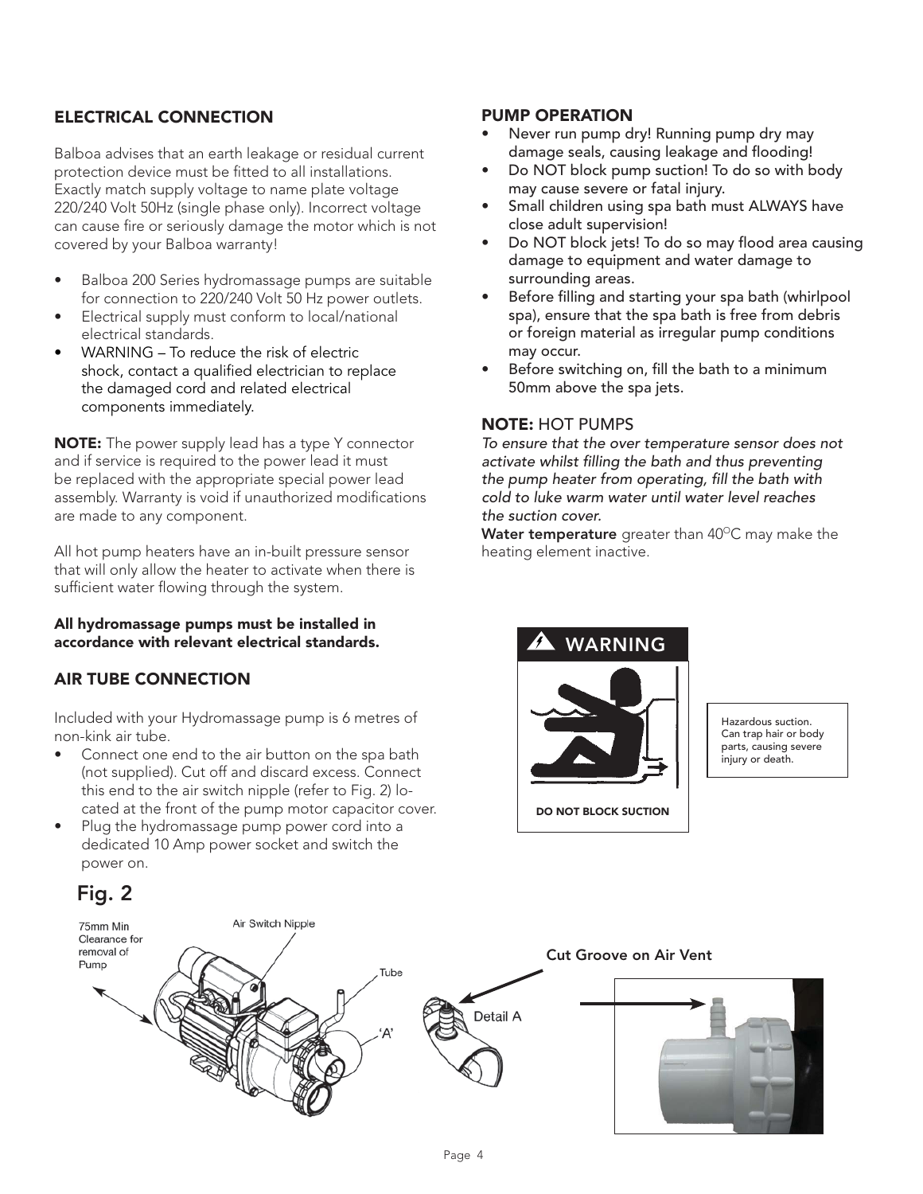## ELECTRICAL CONNECTION

Balboa advises that an earth leakage or residual current protection device must be fitted to all installations. Exactly match supply voltage to name plate voltage 220/240 Volt 50Hz (single phase only). Incorrect voltage can cause fire or seriously damage the motor which is not covered by your Balboa warranty!

- Balboa 200 Series hydromassage pumps are suitable for connection to 220/240 Volt 50 Hz power outlets.
- Electrical supply must conform to local/national electrical standards.
- WARNING – To reduce the risk of electric shock, contact a qualified electrician to replace the damaged cord and related electrical components immediately.

**NOTE:** The power supply lead has a type Y connector and if service is required to the power lead it must be replaced with the appropriate special power lead assembly. Warranty is void if unauthorized modifications are made to any component.

All hot pump heaters have an in-built pressure sensor that will only allow the heater to activate when there is sufficient water flowing through the system.

**All hydromassage pumps must be installed in accordance with relevant electrical standards.**

## AIR TUBE CONNECTION

Included with your Hydromassage pump is 6 metres of non-kink air tube.

- Connect one end to the air button on the spa bath (not supplied). Cut off and discard excess. Connect this end to the air switch nipple (refer to Fig. 2) located at the front of the pump motor capacitor cover.
- Plug the hydromassage pump power cord into a dedicated 10 Amp power socket and switch the power on.

## PUMP OPERATION

- Never run pump dry! Running pump dry may damage seals, causing leakage and flooding!
- Do NOT block pump suction! To do so with body may cause severe or fatal injury.
- Small children using spa bath must ALWAYS have close adult supervision!
- Do NOT block jets! To do so may flood area causing damage to equipment and water damage to surrounding areas.
- Before filling and starting your spa bath (whirlpool spa), ensure that the spa bath is free from debris or foreign material as irregular pump conditions may occur.
- Before switching on, fill the bath to a minimum 50mm above the spa jets.

**NOTE:** HOT PUMPS

*To ensure that the over temperature sensor does not activate whilst filling the bath and thus preventing the pump heater from operating, fill the bath with cold to luke warm water until water level reaches the suction cover.*

**Water temperature** greater than 40°C may make the heating element inactive.

**WARNING**

**DO NOT BLOCK SUCTION**

Hazardous suction. Can trap hair or body parts, causing severe injury or death.

**Fig. 2**

75mm Min Clearance for removal of Pump

Air Switch Nipple

Tube

'A'

Detail A

**Cut Groove on Air Vent**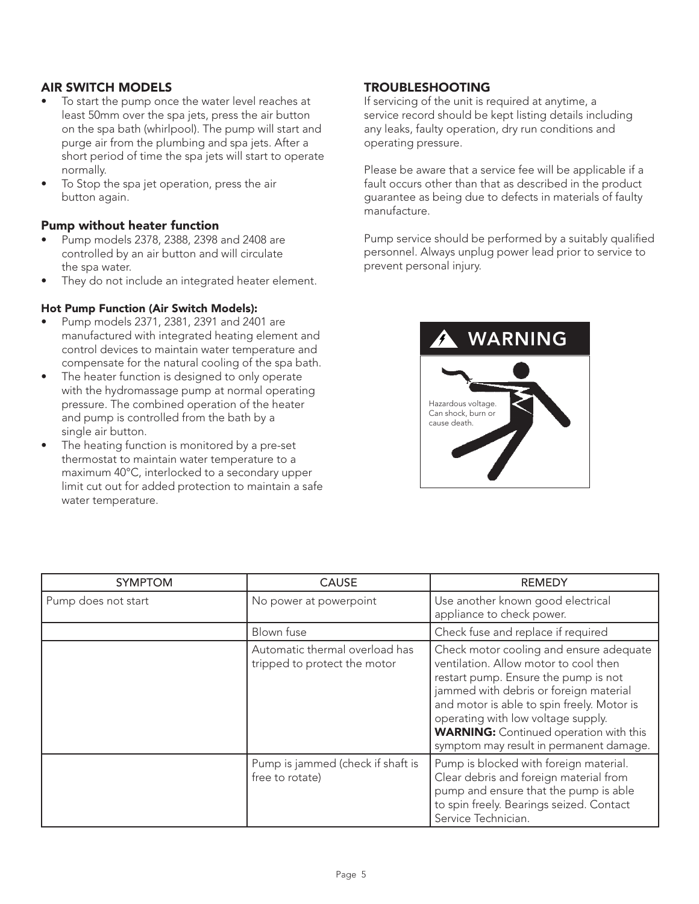## AIR SWITCH MODELS

- To start the pump once the water level reaches at least 50mm over the spa jets, press the air button on the spa bath (whirlpool). The pump will start and purge air from the plumbing and spa jets. After a short period of time the spa jets will start to operate normally.
- To Stop the spa jet operation, press the air button again.

### Pump without heater function

- Pump models 2378, 2388, 2398 and 2408 are controlled by an air button and will circulate the spa water.
- They do not include an integrated heater element.

#### Hot Pump Function (Air Switch Models):

- Pump models 2371, 2381, 2391 and 2401 are manufactured with integrated heating element and control devices to maintain water temperature and compensate for the natural cooling of the spa bath.
- The heater function is designed to only operate with the hydromassage pump at normal operating pressure. The combined operation of the heater and pump is controlled from the bath by a single air button.
- The heating function is monitored by a pre-set thermostat to maintain water temperature to a maximum 40°C, interlocked to a secondary upper limit cut out for added protection to maintain a safe water temperature.

## TROUBLESHOOTING

If servicing of the unit is required at anytime, a service record should be kept listing details including any leaks, faulty operation, dry run conditions and operating pressure.

Please be aware that a service fee will be applicable if a fault occurs other than that as described in the product guarantee as being due to defects in materials of faulty manufacture.

Pump service should be performed by a suitably qualified personnel. Always unplug power lead prior to service to prevent personal injury.

**WARNING**

Hazardous voltage. Can shock, burn or cause death.

| SYMPTOM | CAUSE | REMEDY |
|---|---|---|
| Pump does not start | No power at powerpoint | Use another known good electrical appliance to check power. |
| | Blown fuse | Check fuse and replace if required |
| | Automatic thermal overload has tripped to protect the motor | Check motor cooling and ensure adequate ventilation. Allow motor to cool then restart pump. Ensure the pump is not jammed with debris or foreign material and motor is able to spin freely. Motor is operating with low voltage supply. **WARNING:** Continued operation with this symptom may result in permanent damage. |
| | Pump is jammed (check if shaft is free to rotate) | Pump is blocked with foreign material. Clear debris and foreign material from pump and ensure that the pump is able to spin freely. Bearings seized. Contact Service Technician. |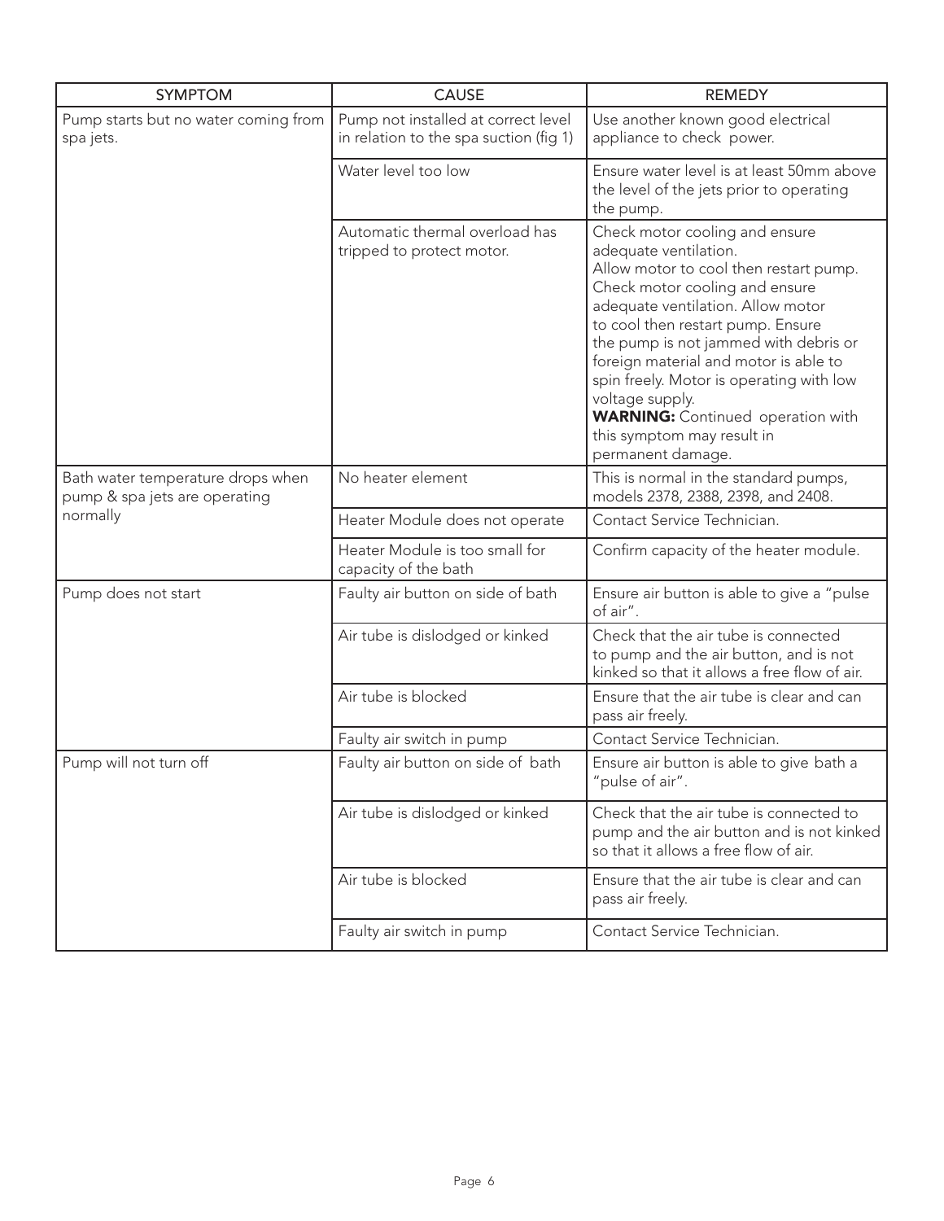| SYMPTOM | CAUSE | REMEDY |
|---|---|---|
| Pump starts but no water coming from spa jets. | Pump not installed at correct level in relation to the spa suction (fig 1) | Use another known good electrical appliance to check power. |
| | Water level too low | Ensure water level is at least 50mm above the level of the jets prior to operating the pump. |
| | Automatic thermal overload has tripped to protect motor. | Check motor cooling and ensure adequate ventilation. Allow motor to cool then restart pump. Check motor cooling and ensure adequate ventilation. Allow motor to cool then restart pump. Ensure the pump is not jammed with debris or foreign material and motor is able to spin freely. Motor is operating with low voltage supply. **WARNING:** Continued operation with this symptom may result in permanent damage. |
| Bath water temperature drops when pump & spa jets are operating normally | No heater element | This is normal in the standard pumps, models 2378, 2388, 2398, and 2408. |
| | Heater Module does not operate | Contact Service Technician. |
| | Heater Module is too small for capacity of the bath | Confirm capacity of the heater module. |
| Pump does not start | Faulty air button on side of bath | Ensure air button is able to give a "pulse of air". |
| | Air tube is dislodged or kinked | Check that the air tube is connected to pump and the air button, and is not kinked so that it allows a free flow of air. |
| | Air tube is blocked | Ensure that the air tube is clear and can pass air freely. |
| | Faulty air switch in pump | Contact Service Technician. |
| Pump will not turn off | Faulty air button on side of bath | Ensure air button is able to give bath a "pulse of air". |
| | Air tube is dislodged or kinked | Check that the air tube is connected to pump and the air button and is not kinked so that it allows a free flow of air. |
| | Air tube is blocked | Ensure that the air tube is clear and can pass air freely. |
| | Faulty air switch in pump | Contact Service Technician. |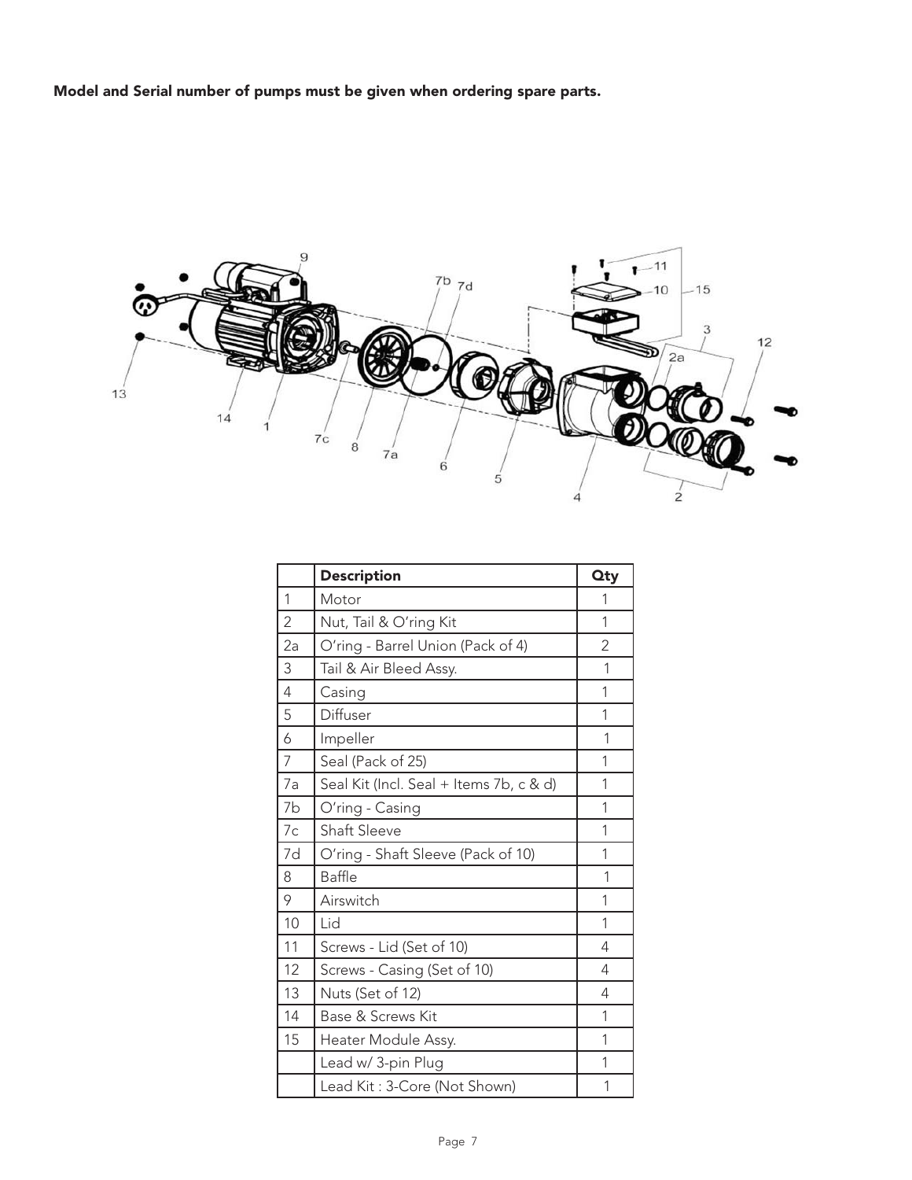**Model and Serial number of pumps must be given when ordering spare parts.**

| | Description | Qty |
|---|---|---|
| 1 | Motor | 1 |
| 2 | Nut, Tail & O'ring Kit | 1 |
| 2a | O'ring - Barrel Union (Pack of 4) | 2 |
| 3 | Tail & Air Bleed Assy. | 1 |
| 4 | Casing | 1 |
| 5 | Diffuser | 1 |
| 6 | Impeller | 1 |
| 7 | Seal (Pack of 25) | 1 |
| 7a | Seal Kit (Incl. Seal + Items 7b, c & d) | 1 |
| 7b | O'ring - Casing | 1 |
| 7c | Shaft Sleeve | 1 |
| 7d | O'ring - Shaft Sleeve (Pack of 10) | 1 |
| 8 | Baffle | 1 |
| 9 | Airswitch | 1 |
| 10 | Lid | 1 |
| 11 | Screws - Lid (Set of 10) | 4 |
| 12 | Screws - Casing (Set of 10) | 4 |
| 13 | Nuts (Set of 12) | 4 |
| 14 | Base & Screws Kit | 1 |
| 15 | Heater Module Assy. | 1 |
| | Lead w/ 3-pin Plug | 1 |
| | Lead Kit : 3-Core (Not Shown) | 1 |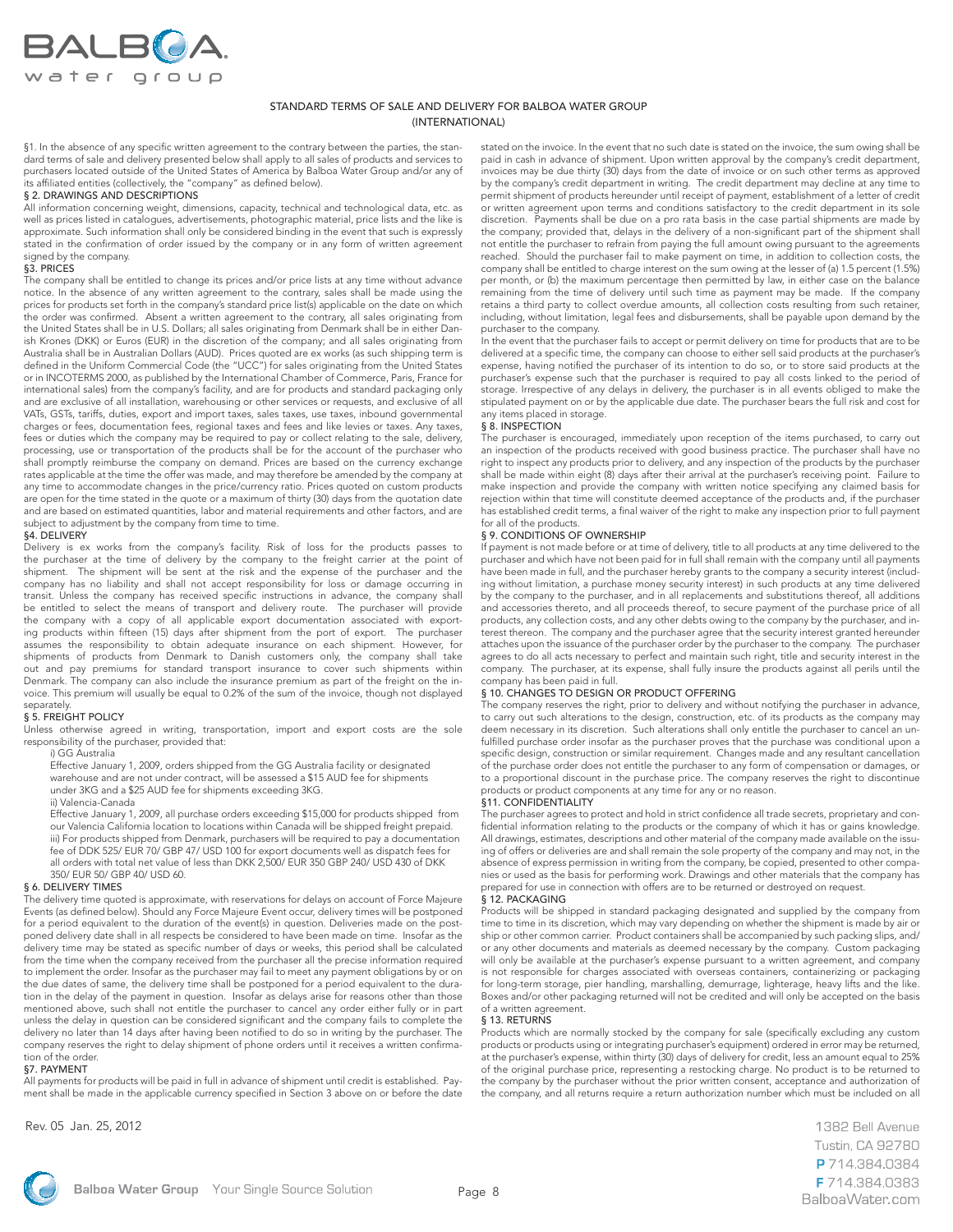# STANDARD TERMS OF SALE AND DELIVERY FOR BALBOA WATER GROUP (INTERNATIONAL)

§1. In the absence of any specific written agreement to the contrary between the parties, the standard terms of sale and delivery presented below shall apply to all sales of products and services to purchasers located outside of the United States of America by Balboa Water Group and/or any of its affiliated entities (collectively, the "company" as defined below).

## § 2. DRAWINGS AND DESCRIPTIONS

All information concerning weight, dimensions, capacity, technical and technological data, etc. as well as prices listed in catalogues, advertisements, photographic material, price lists and the like is approximate. Such information shall only be considered binding in the event that such is expressly stated in the confirmation of order issued by the company or in any form of written agreement signed by the company.

## §3. PRICES

The company shall be entitled to change its prices and/or price lists at any time without advance notice. In the absence of any written agreement to the contrary, sales shall be made using the prices for products set forth in the company's standard price list(s) applicable on the date on which the order was confirmed. Absent a written agreement to the contrary, all sales originating from the United States shall be in U.S. Dollars; all sales originating from Denmark shall be in either Danish Krones (DKK) or Euros (EUR) in the discretion of the company; and all sales originating from Australia shall be in Australian Dollars (AUD). Prices quoted are ex works (as such shipping term is defined in the Uniform Commercial Code (the "UCC") for sales originating from the United States or in INCOTERMS 2000, as published by the International Chamber of Commerce, Paris, France for international sales) from the company's facility, and are for products and standard packaging only and are exclusive of all installation, warehousing or other services or requests, and exclusive of all VATs, GSTs, tariffs, duties, export and import taxes, sales taxes, use taxes, inbound governmental charges or fees, documentation fees, regional taxes and fees and like levies or taxes. Any taxes, fees or duties which the company may be required to pay or collect relating to the sale, delivery, processing, use or transportation of the products shall be for the account of the purchaser who shall promptly reimburse the company on demand. Prices are based on the currency exchange rates applicable at the time the offer was made, and may therefore be amended by the company at any time to accommodate changes in the price/currency ratio. Prices quoted on custom products are open for the time stated in the quote or a maximum of thirty (30) days from the quotation date and are based on estimated quantities, labor and material requirements and other factors, and are subject to adjustment by the company from time to time.

## §4. DELIVERY

Delivery is ex works from the company's facility. Risk of loss for the products passes to the purchaser at the time of delivery by the company to the freight carrier at the point of shipment. The shipment will be sent at the risk and the expense of the purchaser and the company has no liability and shall not accept responsibility for loss or damage occurring in transit. Unless the company has received specific instructions in advance, the company shall be entitled to select the means of transport and delivery route. The purchaser will provide the company with a copy of all applicable export documentation associated with exporting products within fifteen (15) days after shipment from the port of export. The purchaser assumes the responsibility to obtain adequate insurance on each shipment. However, for shipments of products from Denmark to Danish customers only, the company shall take out and pay premiums for standard transport insurance to cover such shipments within Denmark. The company can also include the insurance premium as part of the freight on the invoice. This premium will usually be equal to 0.2% of the sum of the invoice, though not displayed separately.

## § 5. FREIGHT POLICY

Unless otherwise agreed in writing, transportation, import and export costs are the sole responsibility of the purchaser, provided that:

i) GG Australia
Effective January 1, 2009, orders shipped from the GG Australia facility or designated warehouse and are not under contract, will be assessed a $15 AUD fee for shipments under 3KG and a $25 AUD fee for shipments exceeding 3KG.

ii) Valencia-Canada
Effective January 1, 2009, all purchase orders exceeding $15,000 for products shipped from our Valencia California location to locations within Canada will be shipped freight prepaid.

iii) For products shipped from Denmark, purchasers will be required to pay a documentation fee of DDK 525/ EUR 70/ GBP 47/ USD 100 for export documents well as dispatch fees for all orders with total net value of less than DKK 2,500/ EUR 350 GBP 240/ USD 430 of DKK 350/ EUR 50/ GBP 40/ USD 60.

## § 6. DELIVERY TIMES

The delivery time quoted is approximate, with reservations for delays on account of Force Majeure Events (as defined below). Should any Force Majeure Event occur, delivery times will be postponed for a period equivalent to the duration of the event(s) in question. Deliveries made on the postponed delivery date shall in all respects be considered to have been made on time. Insofar as the delivery time may be stated as specific number of days or weeks, this period shall be calculated from the time when the company received from the purchaser all the precise information required to implement the order. Insofar as the purchaser may fail to meet any payment obligations by or on the due dates of same, the delivery time shall be postponed for a period equivalent to the duration in the delay of the payment in question. Insofar as delays arise for reasons other than those mentioned above, such shall not entitle the purchaser to cancel any order either fully or in part unless the delay in question can be considered significant and the company fails to complete the delivery no later than 14 days after having been notified to do so in writing by the purchaser. The company reserves the right to delay shipment of phone orders until it receives a written confirmation of the order.

## §7. PAYMENT

All payments for products will be paid in full in advance of shipment until credit is established. Payment shall be made in the applicable currency specified in Section 3 above on or before the date stated on the invoice. In the event that no such date is stated on the invoice, the sum owing shall be paid in cash in advance of shipment. Upon written approval by the company's credit department, invoices may be due thirty (30) days from the date of invoice or on such other terms as approved by the company's credit department in writing. The credit department may decline at any time to permit shipment of products hereunder until receipt of payment, establishment of a letter of credit or written agreement upon terms and conditions satisfactory to the credit department in its sole discretion. Payments shall be due on a pro rata basis in the case partial shipments are made by the company; provided that, delays in the delivery of a non-significant part of the shipment shall not entitle the purchaser to refrain from paying the full amount owing pursuant to the agreements reached. Should the purchaser fail to make payment on time, in addition to collection costs, the company shall be entitled to charge interest on the sum owing at the lesser of (a) 1.5 percent (1.5%) per month, or (b) the maximum percentage then permitted by law, in either case on the balance remaining from the time of delivery until such time as payment may be made. If the company retains a third party to collect overdue amounts, all collection costs resulting from such retainer, including, without limitation, legal fees and disbursements, shall be payable upon demand by the purchaser to the company.

In the event that the purchaser fails to accept or permit delivery on time for products that are to be delivered at a specific time, the company can choose to either sell said products at the purchaser's expense, having notified the purchaser of its intention to do so, or to store said products at the purchaser's expense such that the purchaser is required to pay all costs linked to the period of storage. Irrespective of any delays in delivery, the purchaser is in all events obliged to make the stipulated payment on or by the applicable due date. The purchaser bears the full risk and cost for any items placed in storage.

## § 8. INSPECTION

The purchaser is encouraged, immediately upon reception of the items purchased, to carry out an inspection of the products received with good business practice. The purchaser shall have no right to inspect any products prior to delivery, and any inspection of the products by the purchaser shall be made within eight (8) days after their arrival at the purchaser's receiving point. Failure to make inspection and provide the company with written notice specifying any claimed basis for rejection within that time will constitute deemed acceptance of the products and, if the purchaser has established credit terms, a final waiver of the right to make any inspection prior to full payment for all of the products.

## § 9. CONDITIONS OF OWNERSHIP

If payment is not made before or at time of delivery, title to all products at any time delivered to the purchaser and which have not been paid for in full shall remain with the company until all payments have been made in full, and the purchaser hereby grants to the company a security interest (including without limitation, a purchase money security interest) in such products at any time delivered by the company to the purchaser, and in all replacements and substitutions thereof, all additions and accessories thereto, and all proceeds thereof, to secure payment of the purchase price of all products, any collection costs, and any other debts owing to the company by the purchaser, and interest thereon. The company and the purchaser agree that the security interest granted hereunder attaches upon the issuance of the purchaser order by the purchaser to the company. The purchaser agrees to do all acts necessary to perfect and maintain such right, title and security interest in the company. The purchaser, at its expense, shall fully insure the products against all perils until the company has been paid in full.

## § 10. CHANGES TO DESIGN OR PRODUCT OFFERING

The company reserves the right, prior to delivery and without notifying the purchaser in advance, to carry out such alterations to the design, construction, etc. of its products as the company may deem necessary in its discretion. Such alterations shall only entitle the purchaser to cancel an unfulfilled purchase order insofar as the purchaser proves that the purchase was conditional upon a specific design, construction or similar requirement. Changes made and any resultant cancellation of the purchase order does not entitle the purchaser to any form of compensation or damages, or to a proportional discount in the purchase price. The company reserves the right to discontinue products or product components at any time for any or no reason.

## §11. CONFIDENTIALITY

The purchaser agrees to protect and hold in strict confidence all trade secrets, proprietary and confidential information relating to the products or the company of which it has or gains knowledge. All drawings, estimates, descriptions and other material of the company made available on the issuing of offers or deliveries are and shall remain the sole property of the company and may not, in the absence of express permission in writing from the company, be copied, presented to other companies or used as the basis for performing work. Drawings and other materials that the company has prepared for use in connection with offers are to be returned or destroyed on request.

## § 12. PACKAGING

Products will be shipped in standard packaging designated and supplied by the company from time to time in its discretion, which may vary depending on whether the shipment is made by air or ship or other common carrier. Product containers shall be accompanied by such packing slips, and/or any other documents and materials as deemed necessary by the company. Custom packaging will only be available at the purchaser's expense pursuant to a written agreement, and company is not responsible for charges associated with overseas containers, containerizing or packaging for long-term storage, pier handling, marshalling, demurrage, lighterage, heavy lifts and the like. Boxes and/or other packaging returned will not be credited and will only be accepted on the basis of a written agreement.

## § 13. RETURNS

Products which are normally stocked by the company for sale (specifically excluding any custom products or products using or integrating purchaser's equipment) ordered in error may be returned, at the purchaser's expense, within thirty (30) days of delivery for credit, less an amount equal to 25% of the original purchase price, representing a restocking charge. No product is to be returned to the company by the purchaser without the prior written consent, acceptance and authorization of the company, and all returns require a return authorization number which must be included on all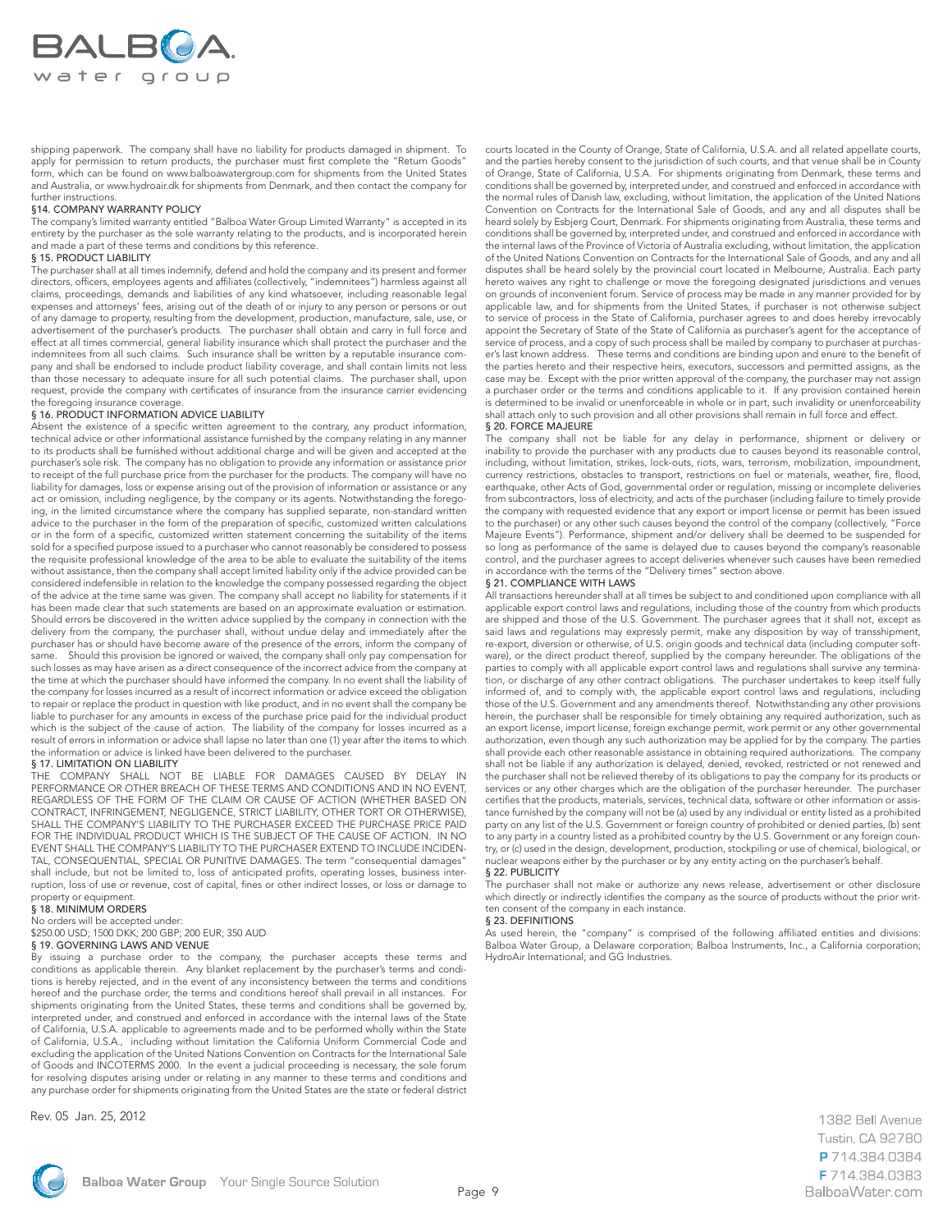shipping paperwork. The company shall have no liability for products damaged in shipment. To apply for permission to return products, the purchaser must first complete the "Return Goods" form, which can be found on www.balboawatergroup.com for shipments from the United States and Australia, or www.hydroair.dk for shipments from Denmark, and then contact the company for further instructions.

### §14. COMPANY WARRANTY POLICY

The company's limited warranty entitled "Balboa Water Group Limited Warranty" is accepted in its entirety by the purchaser as the sole warranty relating to the products, and is incorporated herein and made a part of these terms and conditions by this reference.

### § 15. PRODUCT LIABILITY

The purchaser shall at all times indemnify, defend and hold the company and its present and former directors, officers, employees agents and affiliates (collectively, "indemnitees") harmless against all claims, proceedings, demands and liabilities of any kind whatsoever, including reasonable legal expenses and attorneys' fees, arising out of the death of or injury to any person or persons or out of any damage to property, resulting from the development, production, manufacture, sale, use, or advertisement of the purchaser's products. The purchaser shall obtain and carry in full force and effect at all times commercial, general liability insurance which shall protect the purchaser and the indemnitees from all such claims. Such insurance shall be written by a reputable insurance company and shall be endorsed to include product liability coverage, and shall contain limits not less than those necessary to adequate insure for all such potential claims. The purchaser shall, upon request, provide the company with certificates of insurance from the insurance carrier evidencing the foregoing insurance coverage.

### § 16. PRODUCT INFORMATION ADVICE LIABILITY

Absent the existence of a specific written agreement to the contrary, any product information, technical advice or other informational assistance furnished by the company relating in any manner to its products shall be furnished without additional charge and will be given and accepted at the purchaser's sole risk. The company has no obligation to provide any information or assistance prior to receipt of the full purchase price from the purchaser for the products. The company will have no liability for damages, loss or expense arising out of the provision of information or assistance or any act or omission, including negligence, by the company or its agents. Notwithstanding the foregoing, in the limited circumstance where the company has supplied separate, non-standard written advice to the purchaser in the form of the preparation of specific, customized written calculations or in the form of a specific, customized written statement concerning the suitability of the items sold for a specified purpose issued to a purchaser who cannot reasonably be considered to possess the requisite professional knowledge of the area to be able to evaluate the suitability of the items without assistance, then the company shall accept limited liability only if the advice provided can be considered indefensible in relation to the knowledge the company possessed regarding the object of the advice at the time same was given. The company shall accept no liability for statements if it has been made clear that such statements are based on an approximate evaluation or estimation. Should errors be discovered in the written advice supplied by the company in connection with the delivery from the company, the purchaser shall, without undue delay and immediately after the purchaser has or should have become aware of the presence of the errors, inform the company of same. Should this provision be ignored or waived, the company shall only pay compensation for such losses as may have arisen as a direct consequence of the incorrect advice from the company at the time at which the purchaser should have informed the company. In no event shall the liability of the company for losses incurred as a result of incorrect information or advice exceed the obligation to repair or replace the product in question with like product, and in no event shall the company be liable to purchaser for any amounts in excess of the purchase price paid for the individual product which is the subject of the cause of action. The liability of the company for losses incurred as a result of errors in information or advice shall lapse no later than one (1) year after the items to which the information or advice is linked have been delivered to the purchaser.

### § 17. LIMITATION ON LIABILITY

THE COMPANY SHALL NOT BE LIABLE FOR DAMAGES CAUSED BY DELAY IN PERFORMANCE OR OTHER BREACH OF THESE TERMS AND CONDITIONS AND IN NO EVENT, REGARDLESS OF THE FORM OF THE CLAIM OR CAUSE OF ACTION (WHETHER BASED ON CONTRACT, INFRINGEMENT, NEGLIGENCE, STRICT LIABILITY, OTHER TORT OR OTHERWISE), SHALL THE COMPANY'S LIABILITY TO THE PURCHASER EXCEED THE PURCHASE PRICE PAID FOR THE INDIVIDUAL PRODUCT WHICH IS THE SUBJECT OF THE CAUSE OF ACTION. IN NO EVENT SHALL THE COMPANY'S LIABILITY TO THE PURCHASER EXTEND TO INCLUDE INCIDENTAL, CONSEQUENTIAL, SPECIAL OR PUNITIVE DAMAGES. The term "consequential damages" shall include, but not be limited to, loss of anticipated profits, operating losses, business interruption, loss of use or revenue, cost of capital, fines or other indirect losses, or loss or damage to property or equipment.

### § 18. MINIMUM ORDERS

No orders will be accepted under:
$250.00 USD; 1500 DKK; 200 GBP; 200 EUR; 350 AUD

### § 19. GOVERNING LAWS AND VENUE

By issuing a purchase order to the company, the purchaser accepts these terms and conditions as applicable therein. Any blanket replacement by the purchaser's terms and conditions is hereby rejected, and in the event of any inconsistency between the terms and conditions hereof and the purchase order, the terms and conditions hereof shall prevail in all instances. For shipments originating from the United States, these terms and conditions shall be governed by, interpreted under, and construed and enforced in accordance with the internal laws of the State of California, U.S.A. applicable to agreements made and to be performed wholly within the State of California, U.S.A., including without limitation the California Uniform Commercial Code and excluding the application of the United Nations Convention on Contracts for the International Sale of Goods and INCOTERMS 2000. In the event a judicial proceeding is necessary, the sole forum for resolving disputes arising under or relating in any manner to these terms and conditions and any purchase order for shipments originating from the United States are the state or federal district courts located in the County of Orange, State of California, U.S.A. and all related appellate courts, and the parties hereby consent to the jurisdiction of such courts, and that venue shall be in County of Orange, State of California, U.S.A. For shipments originating from Denmark, these terms and conditions shall be governed by, interpreted under, and construed and enforced in accordance with the normal rules of Danish law, excluding, without limitation, the application of the United Nations Convention on Contracts for the International Sale of Goods, and any and all disputes shall be heard solely by Esbjerg Court, Denmark. For shipments originating from Australia, these terms and conditions shall be governed by, interpreted under, and construed and enforced in accordance with the internal laws of the Province of Victoria of Australia excluding, without limitation, the application of the United Nations Convention on Contracts for the International Sale of Goods, and any and all disputes shall be heard solely by the provincial court located in Melbourne, Australia. Each party hereto waives any right to challenge or move the foregoing designated jurisdictions and venues on grounds of inconvenient forum. Service of process may be made in any manner provided for by applicable law, and for shipments from the United States, if purchaser is not otherwise subject to service of process in the State of California, purchaser agrees to and does hereby irrevocably appoint the Secretary of State of the State of California as purchaser's agent for the acceptance of service of process, and a copy of such process shall be mailed by company to purchaser at purchaser's last known address. These terms and conditions are binding upon and enure to the benefit of the parties hereto and their respective heirs, executors, successors and permitted assigns, as the case may be. Except with the prior written approval of the company, the purchaser may not assign a purchaser order or the terms and conditions applicable to it. If any provision contained herein is determined to be invalid or unenforceable in whole or in part, such invalidity or unenforceability shall attach only to such provision and all other provisions shall remain in full force and effect.

### § 20. FORCE MAJEURE

The company shall not be liable for any delay in performance, shipment or delivery or inability to provide the purchaser with any products due to causes beyond its reasonable control, including, without limitation, strikes, lock-outs, riots, wars, terrorism, mobilization, impoundment, currency restrictions, obstacles to transport, restrictions on fuel or materials, weather, fire, flood, earthquake, other Acts of God, governmental order or regulation, missing or incomplete deliveries from subcontractors, loss of electricity, and acts of the purchaser (including failure to timely provide the company with requested evidence that any export or import license or permit has been issued to the purchaser) or any other such causes beyond the control of the company (collectively, "Force Majeure Events"). Performance, shipment and/or delivery shall be deemed to be suspended for so long as performance of the same is delayed due to causes beyond the company's reasonable control, and the purchaser agrees to accept deliveries whenever such causes have been remedied in accordance with the terms of the "Delivery times" section above.

### § 21. COMPLIANCE WITH LAWS

All transactions hereunder shall at all times be subject to and conditioned upon compliance with all applicable export control laws and regulations, including those of the country from which products are shipped and those of the U.S. Government. The purchaser agrees that it shall not, except as said laws and regulations may expressly permit, make any disposition by way of transshipment, re-export, diversion or otherwise, of U.S. origin goods and technical data (including computer software), or the direct product thereof, supplied by the company hereunder. The obligations of the parties to comply with all applicable export control laws and regulations shall survive any termination, or discharge of any other contract obligations. The purchaser undertakes to keep itself fully informed of, and to comply with, the applicable export control laws and regulations, including those of the U.S. Government and any amendments thereof. Notwithstanding any other provisions herein, the purchaser shall be responsible for timely obtaining any required authorization, such as an export license, import license, foreign exchange permit, work permit or any other governmental authorization, even though any such authorization may be applied for by the company. The parties shall provide each other reasonable assistance in obtaining required authorizations. The company shall not be liable if any authorization is delayed, denied, revoked, restricted or not renewed and the purchaser shall not be relieved thereby of its obligations to pay the company for its products or services or any other charges which are the obligation of the purchaser hereunder. The purchaser certifies that the products, materials, services, technical data, software or other information or assistance furnished by the company will not be (a) used by any individual or entity listed as a prohibited party on any list of the U.S. Government or foreign country of prohibited or denied parties, (b) sent to any party in a country listed as a prohibited country by the U.S. Government or any foreign country, or (c) used in the design, development, production, stockpiling or use of chemical, biological, or nuclear weapons either by the purchaser or by any entity acting on the purchaser's behalf.

### § 22. PUBLICITY

The purchaser shall not make or authorize any news release, advertisement or other disclosure which directly or indirectly identifies the company as the source of products without the prior written consent of the company in each instance.

### § 23. DEFINITIONS

As used herein, the "company" is comprised of the following affiliated entities and divisions: Balboa Water Group, a Delaware corporation; Balboa Instruments, Inc., a California corporation; HydroAir International; and GG Industries.

Rev. 05 Jan. 25, 2012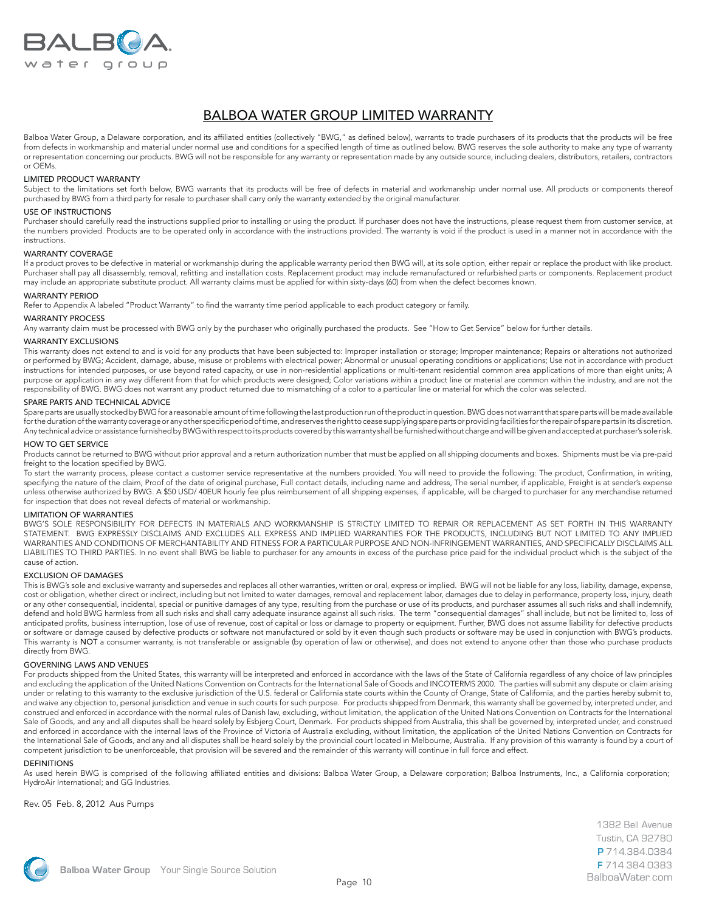# BALBOA WATER GROUP LIMITED WARRANTY

Balboa Water Group, a Delaware corporation, and its affiliated entities (collectively "BWG," as defined below), warrants to trade purchasers of its products that the products will be free from defects in workmanship and material under normal use and conditions for a specified length of time as outlined below. BWG reserves the sole authority to make any type of warranty or representation concerning our products. BWG will not be responsible for any warranty or representation made by any outside source, including dealers, distributors, retailers, contractors or OEMs.

## LIMITED PRODUCT WARRANTY

Subject to the limitations set forth below, BWG warrants that its products will be free of defects in material and workmanship under normal use. All products or components thereof purchased by BWG from a third party for resale to purchaser shall carry only the warranty extended by the original manufacturer.

## USE OF INSTRUCTIONS

Purchaser should carefully read the instructions supplied prior to installing or using the product. If purchaser does not have the instructions, please request them from customer service, at the numbers provided. Products are to be operated only in accordance with the instructions provided. The warranty is void if the product is used in a manner not in accordance with the instructions.

## WARRANTY COVERAGE

If a product proves to be defective in material or workmanship during the applicable warranty period then BWG will, at its sole option, either repair or replace the product with like product. Purchaser shall pay all disassembly, removal, refitting and installation costs. Replacement product may include remanufactured or refurbished parts or components. Replacement product may include an appropriate substitute product. All warranty claims must be applied for within sixty-days (60) from when the defect becomes known.

## WARRANTY PERIOD

Refer to Appendix A labeled "Product Warranty" to find the warranty time period applicable to each product category or family.

## WARRANTY PROCESS

Any warranty claim must be processed with BWG only by the purchaser who originally purchased the products. See "How to Get Service" below for further details.

## WARRANTY EXCLUSIONS

This warranty does not extend to and is void for any products that have been subjected to: Improper installation or storage; Improper maintenance; Repairs or alterations not authorized or performed by BWG; Accident, damage, abuse, misuse or problems with electrical power; Abnormal or unusual operating conditions or applications; Use not in accordance with product instructions for intended purposes, or use beyond rated capacity, or use in non-residential applications or multi-tenant residential common area applications of more than eight units; A purpose or application in any way different from that for which products were designed; Color variations within a product line or material are common within the industry, and are not the responsibility of BWG. BWG does not warrant any product returned due to mismatching of a color to a particular line or material for which the color was selected.

## SPARE PARTS AND TECHNICAL ADVICE

Spare parts are usually stocked by BWG for a reasonable amount of time following the last production run of the product in question. BWG does not warrant that spare parts will be made available for the duration of the warranty coverage or any other specific period of time, and reserves the right to cease supplying spare parts or providing facilities for the repair of spare parts in its discretion. Any technical advice or assistance furnished by BWG with respect to its products covered by this warranty shall be furnished without charge and will be given and accepted at purchaser's sole risk.

## HOW TO GET SERVICE

Products cannot be returned to BWG without prior approval and a return authorization number that must be applied on all shipping documents and boxes. Shipments must be via pre-paid freight to the location specified by BWG.

To start the warranty process, please contact a customer service representative at the numbers provided. You will need to provide the following: The product, Confirmation, in writing, specifying the nature of the claim, Proof of the date of original purchase, Full contact details, including name and address, The serial number, if applicable, Freight is at sender's expense unless otherwise authorized by BWG. A $50 USD/ 40EUR hourly fee plus reimbursement of all shipping expenses, if applicable, will be charged to purchaser for any merchandise returned for inspection that does not reveal defects of material or workmanship.

## LIMITATION OF WARRANTIES

BWG'S SOLE RESPONSIBILITY FOR DEFECTS IN MATERIALS AND WORKMANSHIP IS STRICTLY LIMITED TO REPAIR OR REPLACEMENT AS SET FORTH IN THIS WARRANTY STATEMENT. BWG EXPRESSLY DISCLAIMS AND EXCLUDES ALL EXPRESS AND IMPLIED WARRANTIES FOR THE PRODUCTS, INCLUDING BUT NOT LIMITED TO ANY IMPLIED WARRANTIES AND CONDITIONS OF MERCHANTABILITY AND FITNESS FOR A PARTICULAR PURPOSE AND NON-INFRINGEMENT WARRANTIES, AND SPECIFICALLY DISCLAIMS ALL LIABILITIES TO THIRD PARTIES. In no event shall BWG be liable to purchaser for any amounts in excess of the purchase price paid for the individual product which is the subject of the cause of action.

## EXCLUSION OF DAMAGES

This is BWG's sole and exclusive warranty and supersedes and replaces all other warranties, written or oral, express or implied. BWG will not be liable for any loss, liability, damage, expense, cost or obligation, whether direct or indirect, including but not limited to water damages, removal and replacement labor, damages due to delay in performance, property loss, injury, death or any other consequential, incidental, special or punitive damages of any type, resulting from the purchase or use of its products, and purchaser assumes all such risks and shall indemnify, defend and hold BWG harmless from all such risks and shall carry adequate insurance against all such risks. The term "consequential damages" shall include, but not be limited to, loss of anticipated profits, business interruption, lose of use of revenue, cost of capital or loss or damage to property or equipment. Further, BWG does not assume liability for defective products or software or damage caused by defective products or software not manufactured or sold by it even though such products or software may be used in conjunction with BWG's products. This warranty is **NOT** a consumer warranty, is not transferable or assignable (by operation of law or otherwise), and does not extend to anyone other than those who purchase products directly from BWG.

## GOVERNING LAWS AND VENUES

For products shipped from the United States, this warranty will be interpreted and enforced in accordance with the laws of the State of California regardless of any choice of law principles and excluding the application of the United Nations Convention on Contracts for the International Sale of Goods and INCOTERMS 2000. The parties will submit any dispute or claim arising under or relating to this warranty to the exclusive jurisdiction of the U.S. federal or California state courts within the County of Orange, State of California, and the parties hereby submit to, and waive any objection to, personal jurisdiction and venue in such courts for such purpose. For products shipped from Denmark, this warranty shall be governed by, interpreted under, and construed and enforced in accordance with the normal rules of Danish law, excluding, without limitation, the application of the United Nations Convention on Contracts for the International Sale of Goods, and any and all disputes shall be heard solely by Esbjerg Court, Denmark. For products shipped from Australia, this shall be governed by, interpreted under, and construed and enforced in accordance with the internal laws of the Province of Victoria of Australia excluding, without limitation, the application of the United Nations Convention on Contracts for the International Sale of Goods, and any and all disputes shall be heard solely by the provincial court located in Melbourne, Australia. If any provision of this warranty is found by a court of competent jurisdiction to be unenforceable, that provision will be severed and the remainder of this warranty will continue in full force and effect.

## DEFINITIONS

As used herein BWG is comprised of the following affiliated entities and divisions: Balboa Water Group, a Delaware corporation; Balboa Instruments, Inc., a California corporation; HydroAir International; and GG Industries.

Rev. 05 Feb. 8, 2012 Aus Pumps

1382 Bell Avenue
Tustin, CA 92780
P 714.384.0384
F 714.384.0383
BalboaWater.com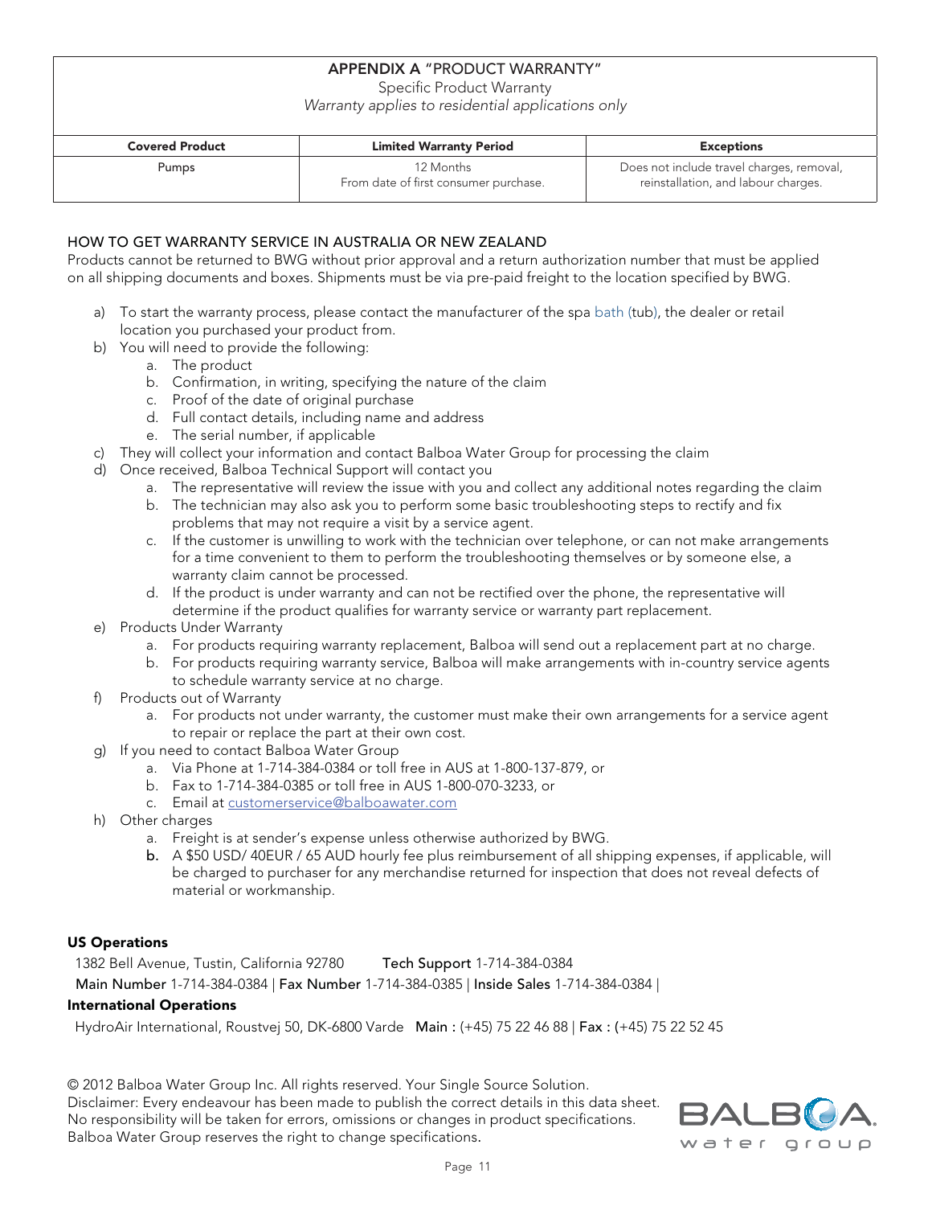## APPENDIX A "PRODUCT WARRANTY"

Specific Product Warranty

*Warranty applies to residential applications only*

| Covered Product | Limited Warranty Period | Exceptions |
|---|---|---|
| Pumps | 12 Months<br>From date of first consumer purchase. | Does not include travel charges, removal, reinstallation, and labour charges. |

### HOW TO GET WARRANTY SERVICE IN AUSTRALIA OR NEW ZEALAND

Products cannot be returned to BWG without prior approval and a return authorization number that must be applied on all shipping documents and boxes. Shipments must be via pre-paid freight to the location specified by BWG.

a) To start the warranty process, please contact the manufacturer of the spa bath (tub), the dealer or retail location you purchased your product from.

b) You will need to provide the following:
   a. The product
   b. Confirmation, in writing, specifying the nature of the claim
   c. Proof of the date of original purchase
   d. Full contact details, including name and address
   e. The serial number, if applicable

c) They will collect your information and contact Balboa Water Group for processing the claim

d) Once received, Balboa Technical Support will contact you
   a. The representative will review the issue with you and collect any additional notes regarding the claim
   b. The technician may also ask you to perform some basic troubleshooting steps to rectify and fix problems that may not require a visit by a service agent.
   c. If the customer is unwilling to work with the technician over telephone, or can not make arrangements for a time convenient to them to perform the troubleshooting themselves or by someone else, a warranty claim cannot be processed.
   d. If the product is under warranty and can not be rectified over the phone, the representative will determine if the product qualifies for warranty service or warranty part replacement.

e) Products Under Warranty
   a. For products requiring warranty replacement, Balboa will send out a replacement part at no charge.
   b. For products requiring warranty service, Balboa will make arrangements with in-country service agents to schedule warranty service at no charge.

f) Products out of Warranty
   a. For products not under warranty, the customer must make their own arrangements for a service agent to repair or replace the part at their own cost.

g) If you need to contact Balboa Water Group
   a. Via Phone at 1-714-384-0384 or toll free in AUS at 1-800-137-879, or
   b. Fax to 1-714-384-0385 or toll free in AUS 1-800-070-3233, or
   c. Email at customerservice@balboawater.com

h) Other charges
   a. Freight is at sender's expense unless otherwise authorized by BWG.
   b. A $50 USD/ 40EUR / 65 AUD hourly fee plus reimbursement of all shipping expenses, if applicable, will be charged to purchaser for any merchandise returned for inspection that does not reveal defects of material or workmanship.

**US Operations**

1382 Bell Avenue, Tustin, California 92780 **Tech Support** 1-714-384-0384

**Main Number** 1-714-384-0384 | **Fax Number** 1-714-384-0385 | **Inside Sales** 1-714-384-0384 |

**International Operations**

HydroAir International, Roustvej 50, DK-6800 Varde **Main :** (+45) 75 22 46 88 | **Fax :** (+45) 75 22 52 45

© 2012 Balboa Water Group Inc. All rights reserved. Your Single Source Solution.
Disclaimer: Every endeavour has been made to publish the correct details in this data sheet. No responsibility will be taken for errors, omissions or changes in product specifications. Balboa Water Group reserves the right to change specifications.

BALBOA water group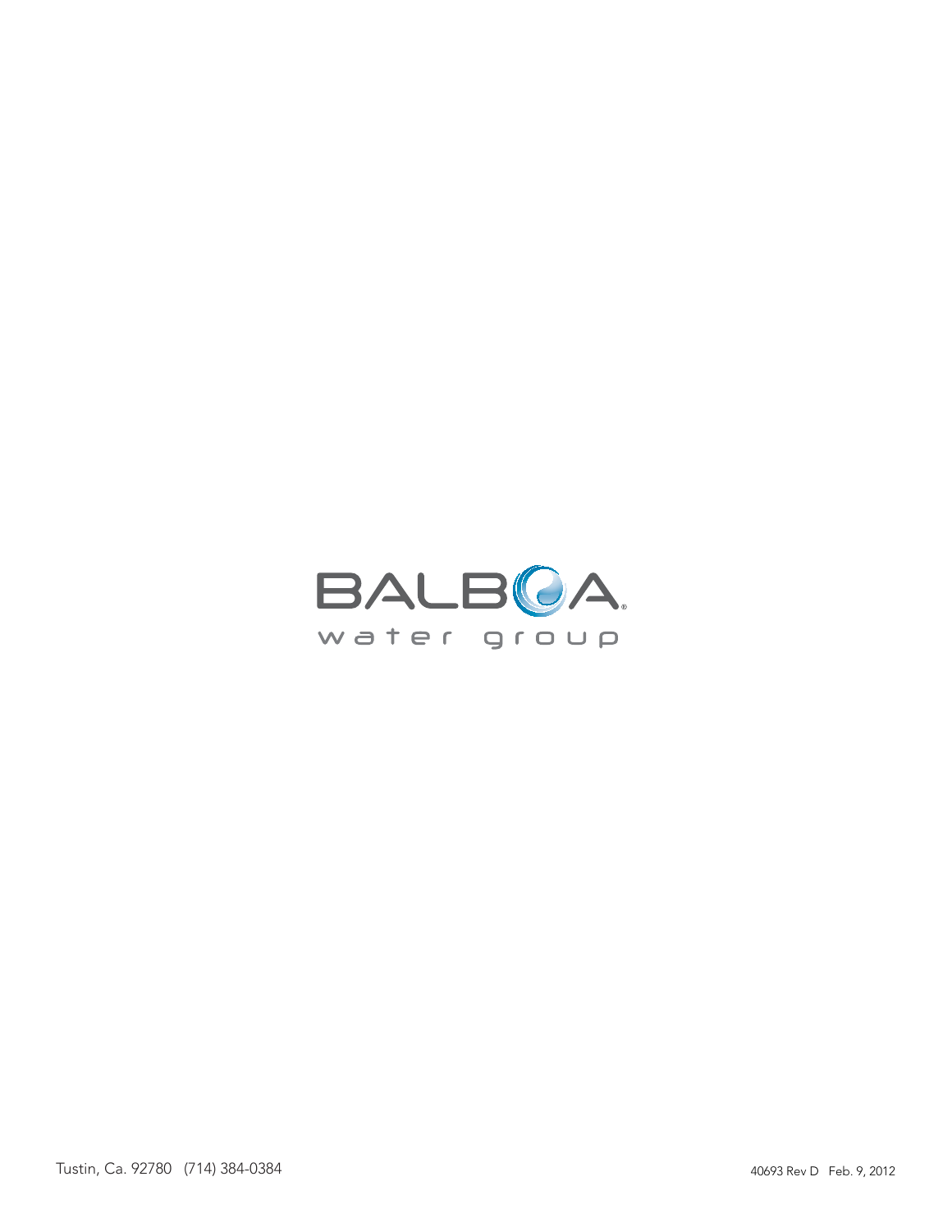BALBOA

water group

Tustin, Ca. 92780 (714) 384-0384

40693 Rev D Feb. 9, 2012